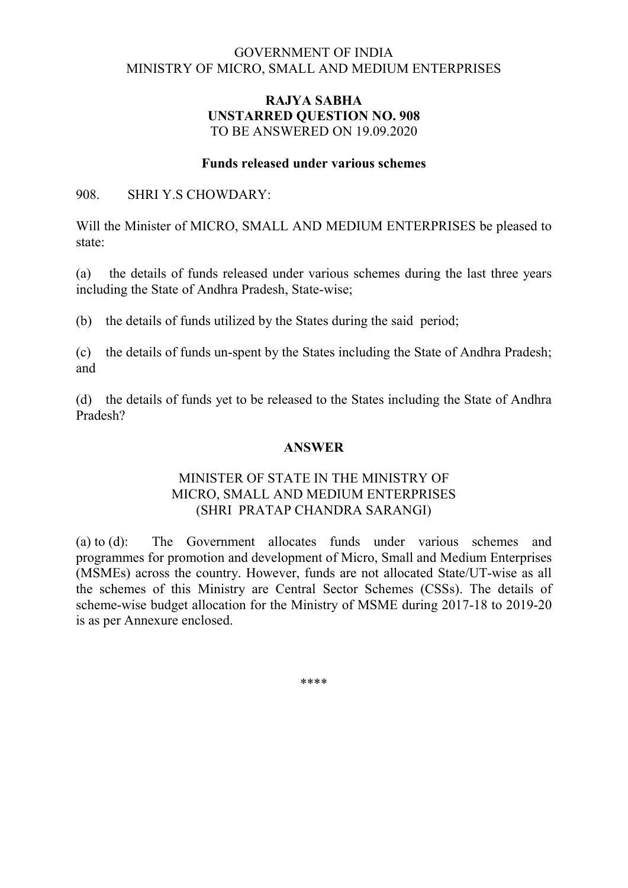GOVERNMENT OF INDIA
MINISTRY OF MICRO, SMALL AND MEDIUM ENTERPRISES

**RAJYA SABHA**
**UNSTARRED QUESTION NO. 908**
TO BE ANSWERED ON 19.09.2020

**Funds released under various schemes**

908. SHRI Y.S CHOWDARY:

Will the Minister of MICRO, SMALL AND MEDIUM ENTERPRISES be pleased to state:

(a) the details of funds released under various schemes during the last three years including the State of Andhra Pradesh, State-wise;

(b) the details of funds utilized by the States during the said period;

(c) the details of funds un-spent by the States including the State of Andhra Pradesh; and

(d) the details of funds yet to be released to the States including the State of Andhra Pradesh?

**ANSWER**

MINISTER OF STATE IN THE MINISTRY OF
MICRO, SMALL AND MEDIUM ENTERPRISES
(SHRI PRATAP CHANDRA SARANGI)

(a) to (d): The Government allocates funds under various schemes and programmes for promotion and development of Micro, Small and Medium Enterprises (MSMEs) across the country. However, funds are not allocated State/UT-wise as all the schemes of this Ministry are Central Sector Schemes (CSSs). The details of scheme-wise budget allocation for the Ministry of MSME during 2017-18 to 2019-20 is as per Annexure enclosed.

****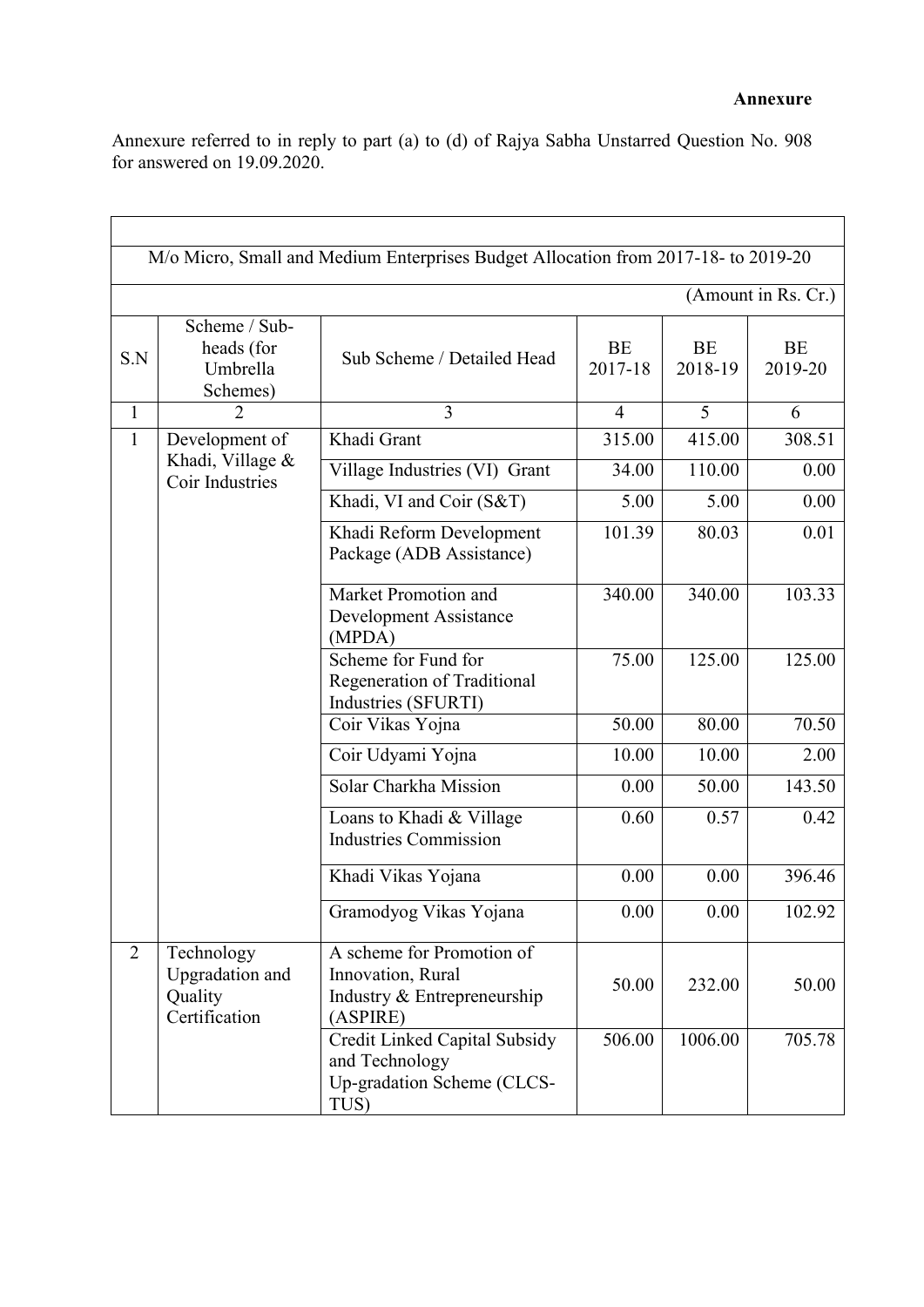**Annexure**

Annexure referred to in reply to part (a) to (d) of Rajya Sabha Unstarred Question No. 908 for answered on 19.09.2020.

M/o Micro, Small and Medium Enterprises Budget Allocation from 2017-18- to 2019-20

(Amount in Rs. Cr.)

| S.N | Scheme / Sub-heads (for Umbrella Schemes) | Sub Scheme / Detailed Head | BE 2017-18 | BE 2018-19 | BE 2019-20 |
|---|---|---|---|---|---|
| 1 | 2 | 3 | 4 | 5 | 6 |
| 1 | Development of Khadi, Village & Coir Industries | Khadi Grant | 315.00 | 415.00 | 308.51 |
| | | Village Industries (VI) Grant | 34.00 | 110.00 | 0.00 |
| | | Khadi, VI and Coir (S&T) | 5.00 | 5.00 | 0.00 |
| | | Khadi Reform Development Package (ADB Assistance) | 101.39 | 80.03 | 0.01 |
| | | Market Promotion and Development Assistance (MPDA) | 340.00 | 340.00 | 103.33 |
| | | Scheme for Fund for Regeneration of Traditional Industries (SFURTI) | 75.00 | 125.00 | 125.00 |
| | | Coir Vikas Yojna | 50.00 | 80.00 | 70.50 |
| | | Coir Udyami Yojna | 10.00 | 10.00 | 2.00 |
| | | Solar Charkha Mission | 0.00 | 50.00 | 143.50 |
| | | Loans to Khadi & Village Industries Commission | 0.60 | 0.57 | 0.42 |
| | | Khadi Vikas Yojana | 0.00 | 0.00 | 396.46 |
| | | Gramodyog Vikas Yojana | 0.00 | 0.00 | 102.92 |
| 2 | Technology Upgradation and Quality Certification | A scheme for Promotion of Innovation, Rural Industry & Entrepreneurship (ASPIRE) | 50.00 | 232.00 | 50.00 |
| | | Credit Linked Capital Subsidy and Technology Up-gradation Scheme (CLCS-TUS) | 506.00 | 1006.00 | 705.78 |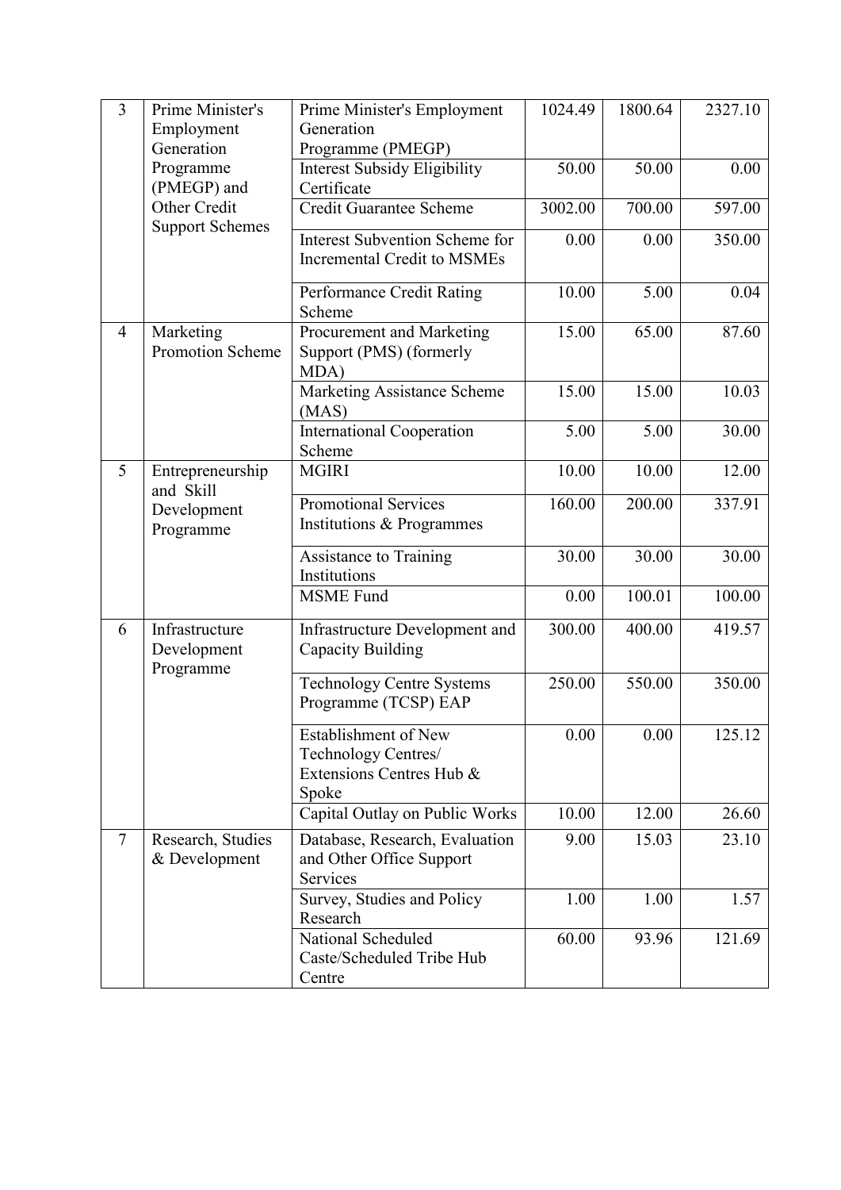| | | | | | |
|---|---|---|---|---|---|
| 3 | Prime Minister's Employment Generation Programme (PMEGP) and Other Credit Support Schemes | Prime Minister's Employment Generation Programme (PMEGP) | 1024.49 | 1800.64 | 2327.10 |
| | | Interest Subsidy Eligibility Certificate | 50.00 | 50.00 | 0.00 |
| | | Credit Guarantee Scheme | 3002.00 | 700.00 | 597.00 |
| | | Interest Subvention Scheme for Incremental Credit to MSMEs | 0.00 | 0.00 | 350.00 |
| | | Performance Credit Rating Scheme | 10.00 | 5.00 | 0.04 |
| 4 | Marketing Promotion Scheme | Procurement and Marketing Support (PMS) (formerly MDA) | 15.00 | 65.00 | 87.60 |
| | | Marketing Assistance Scheme (MAS) | 15.00 | 15.00 | 10.03 |
| | | International Cooperation Scheme | 5.00 | 5.00 | 30.00 |
| 5 | Entrepreneurship and Skill Development Programme | MGIRI | 10.00 | 10.00 | 12.00 |
| | | Promotional Services Institutions & Programmes | 160.00 | 200.00 | 337.91 |
| | | Assistance to Training Institutions | 30.00 | 30.00 | 30.00 |
| | | MSME Fund | 0.00 | 100.01 | 100.00 |
| 6 | Infrastructure Development Programme | Infrastructure Development and Capacity Building | 300.00 | 400.00 | 419.57 |
| | | Technology Centre Systems Programme (TCSP) EAP | 250.00 | 550.00 | 350.00 |
| | | Establishment of New Technology Centres/ Extensions Centres Hub & Spoke | 0.00 | 0.00 | 125.12 |
| | | Capital Outlay on Public Works | 10.00 | 12.00 | 26.60 |
| 7 | Research, Studies & Development | Database, Research, Evaluation and Other Office Support Services | 9.00 | 15.03 | 23.10 |
| | | Survey, Studies and Policy Research | 1.00 | 1.00 | 1.57 |
| | | National Scheduled Caste/Scheduled Tribe Hub Centre | 60.00 | 93.96 | 121.69 |